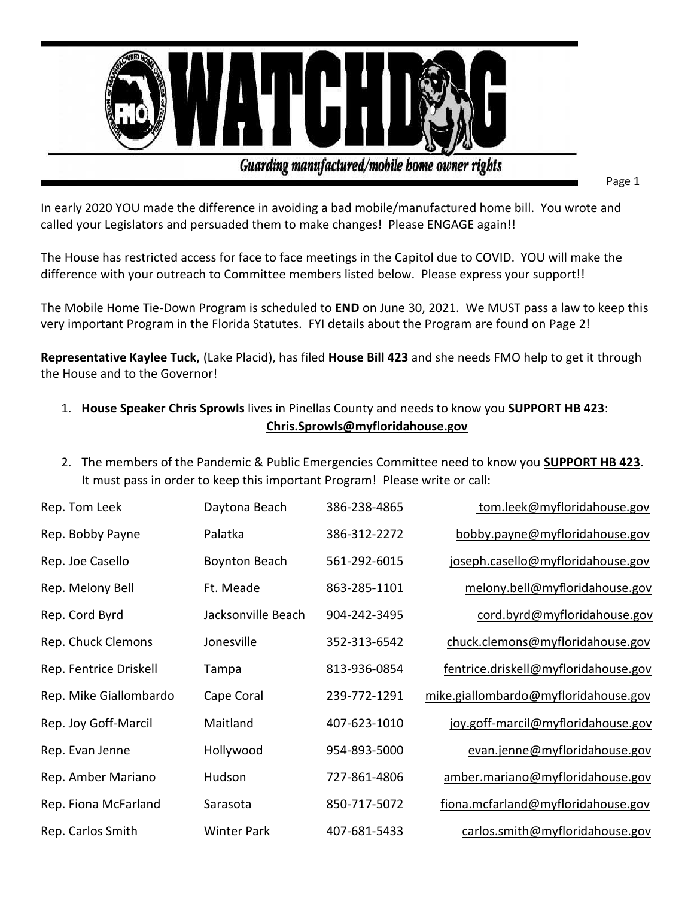# WATCHDOG

*Guarding manufactured/mobile home owner rights*

In early 2020 YOU made the difference in avoiding a bad mobile/manufactured home bill. You wrote and called your Legislators and persuaded them to make changes! Please ENGAGE again!!

The House has restricted access for face to face meetings in the Capitol due to COVID. YOU will make the difference with your outreach to Committee members listed below. Please express your support!!

The Mobile Home Tie-Down Program is scheduled to **END** on June 30, 2021. We MUST pass a law to keep this very important Program in the Florida Statutes. FYI details about the Program are found on Page 2!

**Representative Kaylee Tuck,** (Lake Placid), has filed **House Bill 423** and she needs FMO help to get it through the House and to the Governor!

1. **House Speaker Chris Sprowls** lives in Pinellas County and needs to know you **SUPPORT HB 423**: **Chris.Sprowls@myfloridahouse.gov**

2. The members of the Pandemic & Public Emergencies Committee need to know you **SUPPORT HB 423**. It must pass in order to keep this important Program! Please write or call:

| | | | |
|---|---|---|---|
| Rep. Tom Leek | Daytona Beach | 386-238-4865 | tom.leek@myfloridahouse.gov |
| Rep. Bobby Payne | Palatka | 386-312-2272 | bobby.payne@myfloridahouse.gov |
| Rep. Joe Casello | Boynton Beach | 561-292-6015 | joseph.casello@myfloridahouse.gov |
| Rep. Melony Bell | Ft. Meade | 863-285-1101 | melony.bell@myfloridahouse.gov |
| Rep. Cord Byrd | Jacksonville Beach | 904-242-3495 | cord.byrd@myfloridahouse.gov |
| Rep. Chuck Clemons | Jonesville | 352-313-6542 | chuck.clemons@myfloridahouse.gov |
| Rep. Fentrice Driskell | Tampa | 813-936-0854 | fentrice.driskell@myfloridahouse.gov |
| Rep. Mike Giallombardo | Cape Coral | 239-772-1291 | mike.giallombardo@myfloridahouse.gov |
| Rep. Joy Goff-Marcil | Maitland | 407-623-1010 | joy.goff-marcil@myfloridahouse.gov |
| Rep. Evan Jenne | Hollywood | 954-893-5000 | evan.jenne@myfloridahouse.gov |
| Rep. Amber Mariano | Hudson | 727-861-4806 | amber.mariano@myfloridahouse.gov |
| Rep. Fiona McFarland | Sarasota | 850-717-5072 | fiona.mcfarland@myfloridahouse.gov |
| Rep. Carlos Smith | Winter Park | 407-681-5433 | carlos.smith@myfloridahouse.gov |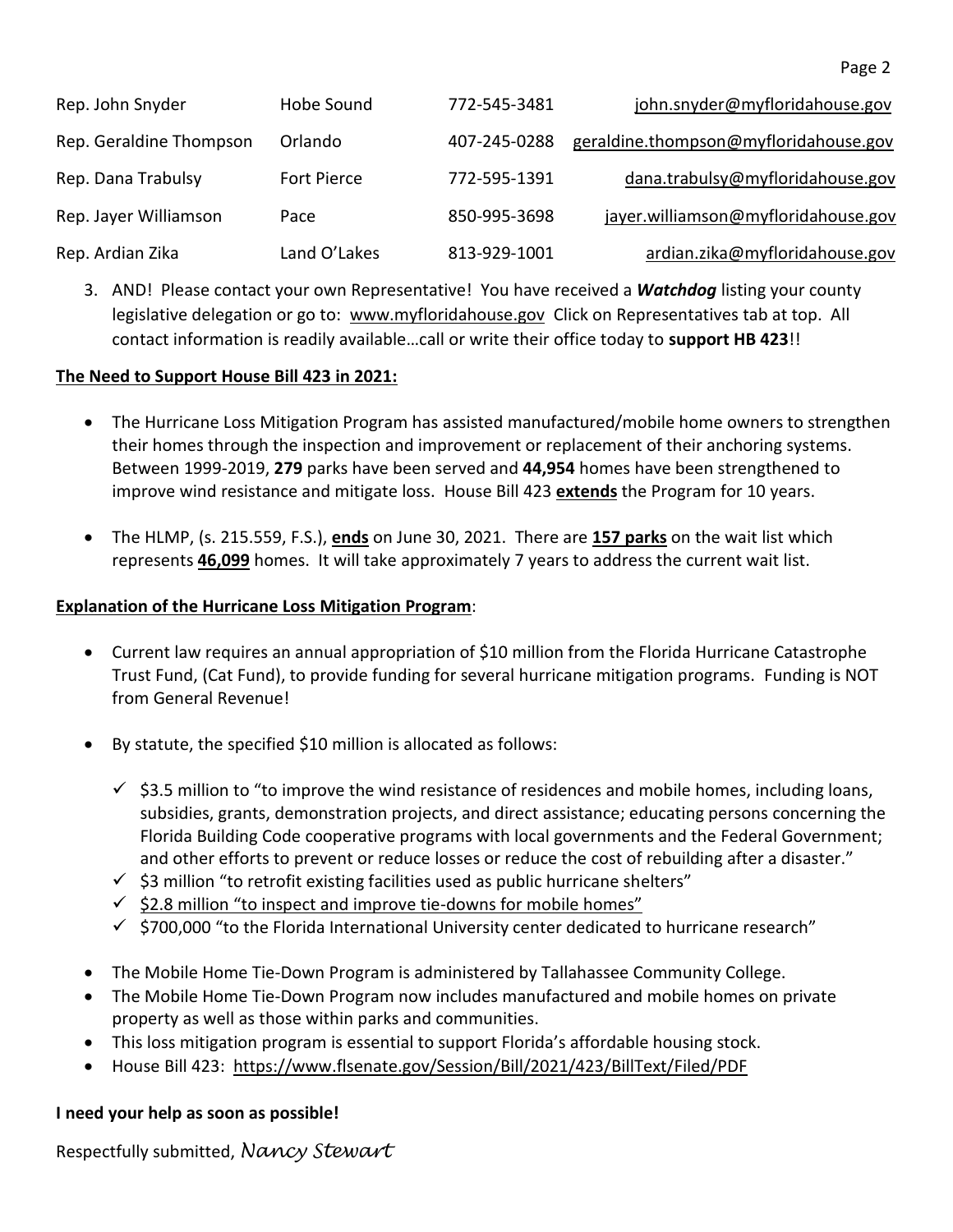| | | | |
|---|---|---|---|
| Rep. John Snyder | Hobe Sound | 772-545-3481 | john.snyder@myfloridahouse.gov |
| Rep. Geraldine Thompson | Orlando | 407-245-0288 | geraldine.thompson@myfloridahouse.gov |
| Rep. Dana Trabulsy | Fort Pierce | 772-595-1391 | dana.trabulsy@myfloridahouse.gov |
| Rep. Jayer Williamson | Pace | 850-995-3698 | jayer.williamson@myfloridahouse.gov |
| Rep. Ardian Zika | Land O'Lakes | 813-929-1001 | ardian.zika@myfloridahouse.gov |

3. AND! Please contact your own Representative! You have received a ***Watchdog*** listing your county legislative delegation or go to: www.myfloridahouse.gov Click on Representatives tab at top. All contact information is readily available…call or write their office today to **support HB 423**!!

**The Need to Support House Bill 423 in 2021:**

- The Hurricane Loss Mitigation Program has assisted manufactured/mobile home owners to strengthen their homes through the inspection and improvement or replacement of their anchoring systems. Between 1999-2019, **279** parks have been served and **44,954** homes have been strengthened to improve wind resistance and mitigate loss. House Bill 423 **extends** the Program for 10 years.
- The HLMP, (s. 215.559, F.S.), **ends** on June 30, 2021. There are **157 parks** on the wait list which represents **46,099** homes. It will take approximately 7 years to address the current wait list.

**Explanation of the Hurricane Loss Mitigation Program**:

- Current law requires an annual appropriation of $10 million from the Florida Hurricane Catastrophe Trust Fund, (Cat Fund), to provide funding for several hurricane mitigation programs. Funding is NOT from General Revenue!
- By statute, the specified $10 million is allocated as follows:
  - ✓ $3.5 million to "to improve the wind resistance of residences and mobile homes, including loans, subsidies, grants, demonstration projects, and direct assistance; educating persons concerning the Florida Building Code cooperative programs with local governments and the Federal Government; and other efforts to prevent or reduce losses or reduce the cost of rebuilding after a disaster."
  - ✓ $3 million "to retrofit existing facilities used as public hurricane shelters"
  - ✓ $2.8 million "to inspect and improve tie-downs for mobile homes"
  - ✓ $700,000 "to the Florida International University center dedicated to hurricane research"
- The Mobile Home Tie-Down Program is administered by Tallahassee Community College.
- The Mobile Home Tie-Down Program now includes manufactured and mobile homes on private property as well as those within parks and communities.
- This loss mitigation program is essential to support Florida's affordable housing stock.
- House Bill 423: https://www.flsenate.gov/Session/Bill/2021/423/BillText/Filed/PDF

**I need your help as soon as possible!**

Respectfully submitted, *Nancy Stewart*